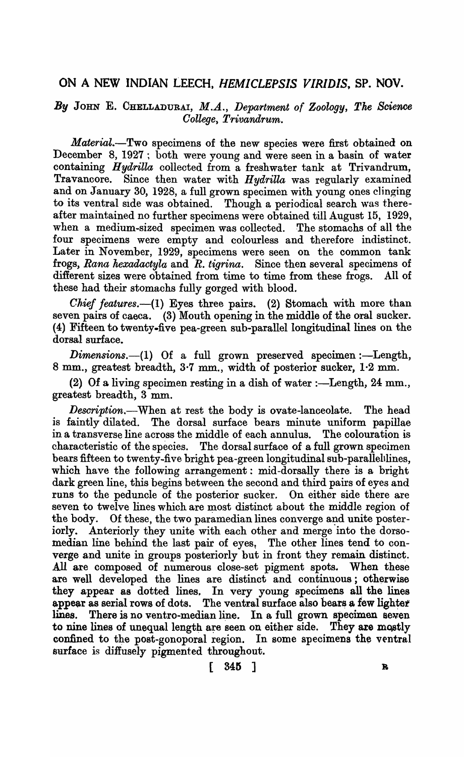# ON A NEW INDIAN LEECH, *HEMICLEPSIS VIRIDIS*, SP. NOV.

*By* JOHN E. CHELLADURAI, *M.A., Department of Zoology, The Science College, Trivandrum.*

*Material.*—Two specimens of the new species were first obtained on December 8, 1927; both were young and were seen in a basin of water containing *Hydrilla* collected from a freshwater tank at Trivandrum, Travancore. Since then water with *Hydrilla* was regularly examined and on January 30, 1928, a full grown specimen with young ones clinging to its ventral side was obtained. Though a periodical search was thereafter maintained no further specimens were obtained till August 15, 1929, when a medium-sized specimen was collected. The stomachs of all the four specimens were empty and colourless and therefore indistinct. Later in November, 1929, specimens were seen on the common tank frogs, *Rana hexadactyla* and *R. tigrina*. Since then several specimens of different sizes were obtained from time to time from these frogs. All of these had their stomachs fully gorged with blood.

*Chief features.*—(1) Eyes three pairs. (2) Stomach with more than seven pairs of caeca. (3) Mouth opening in the middle of the oral sucker. (4) Fifteen to twenty-five pea-green sub-parallel longitudinal lines on the dorsal surface.

*Dimensions.*—(1) Of a full grown preserved specimen:—Length, 8 mm., greatest breadth, 3·7 mm., width of posterior sucker, 1·2 mm.

(2) Of a living specimen resting in a dish of water:—Length, 24 mm., greatest breadth, 3 mm.

*Description.*—When at rest the body is ovate-lanceolate. The head is faintly dilated. The dorsal surface bears minute uniform papillae in a transverse line across the middle of each annulus. The colouration is characteristic of the species. The dorsal surface of a full grown specimen bears fifteen to twenty-five bright pea-green longitudinal sub-parallel lines, which have the following arrangement: mid-dorsally there is a bright dark green line, this begins between the second and third pairs of eyes and runs to the peduncle of the posterior sucker. On either side there are seven to twelve lines which are most distinct about the middle region of the body. Of these, the two paramedian lines converge and unite posteriorly. Anteriorly they unite with each other and merge into the dorso-median line behind the last pair of eyes. The other lines tend to converge and unite in groups posteriorly but in front they remain distinct. All are composed of numerous close-set pigment spots. When these are well developed the lines are distinct and continuous; otherwise they appear as dotted lines. In very young specimens all the lines appear as serial rows of dots. The ventral surface also bears a few lighter lines. There is no ventro-median line. In a full grown specimen seven to nine lines of unequal length are seen on either side. They are mostly confined to the post-gonoporal region. In some specimens the ventral surface is diffusely pigmented throughout.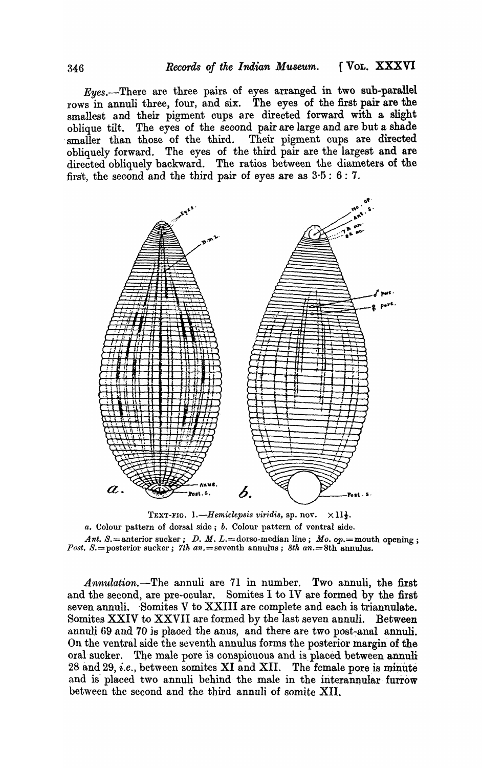*Eyes.*—There are three pairs of eyes arranged in two sub-parallel rows in annuli three, four, and six. The eyes of the first pair are the smallest and their pigment cups are directed forward with a slight oblique tilt. The eyes of the second pair are large and are but a shade smaller than those of the third. Their pigment cups are directed obliquely forward. The eyes of the third pair are the largest and are directed obliquely backward. The ratios between the diameters of the first, the second and the third pair of eyes are as 3·5 : 6 : 7.

Eyes
D. M. L.
Anus.
Post. S.
*a.*

Mo. op.
Ant. S.
7th an.
8th an.
♂ pore.
♀ pore.
Post. S.
*b.*

TEXT-FIG. 1.—*Hemiclepsis viridis*, sp. nov. × 11⅓.

*a.* Colour pattern of dorsal side; *b.* Colour pattern of ventral side.

*Ant. S.* = anterior sucker; *D. M. L.* = dorso-median line; *Mo. op.* = mouth opening; *Post. S.* = posterior sucker; *7th an.* = seventh annulus; *8th an.* = 8th annulus.

*Annulation.*—The annuli are 71 in number. Two annuli, the first and the second, are pre-ocular. Somites I to IV are formed by the first seven annuli. Somites V to XXIII are complete and each is triannulate. Somites XXIV to XXVII are formed by the last seven annuli. Between annuli 69 and 70 is placed the anus, and there are two post-anal annuli. On the ventral side the seventh annulus forms the posterior margin of the oral sucker. The male pore is conspicuous and is placed between annuli 28 and 29, *i.e.*, between somites XI and XII. The female pore is minute and is placed two annuli behind the male in the interannular furrow between the second and the third annuli of somite XII.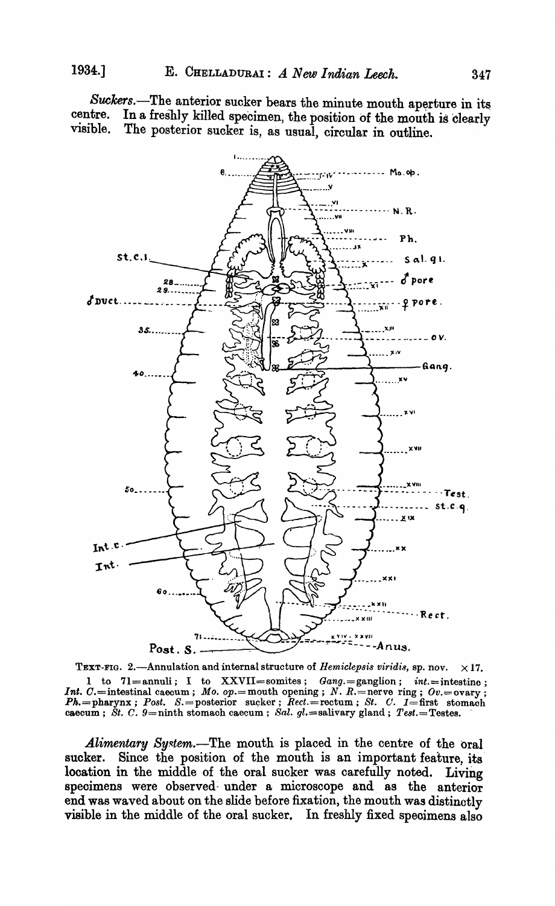*Suckers*.—The anterior sucker bears the minute mouth aperture in its centre. In a freshly killed specimen, the position of the mouth is clearly visible. The posterior sucker is, as usual, circular in outline.

TEXT-FIG. 2.—Annulation and internal structure of *Hemiclepsis viridis*, sp. nov. × 17. 1 to 71 = annuli; I to XXVII = somites; *Gang.* = ganglion; *int.* = intestine; *Int. C.* = intestinal caecum; *Mo. op.* = mouth opening; *N. R.* = nerve ring; *Ov.* = ovary; *Ph.* = pharynx; *Post. S.* = posterior sucker; *Rect.* = rectum; *St. C. 1* = first stomach caecum; *St. C. 9* = ninth stomach caecum; *Sal. gl.* = salivary gland; *Test.* = Testes.

*Alimentary System*.—The mouth is placed in the centre of the oral sucker. Since the position of the mouth is an important feature, its location in the middle of the oral sucker was carefully noted. Living specimens were observed under a microscope and as the anterior end was waved about on the slide before fixation, the mouth was distinctly visible in the middle of the oral sucker. In freshly fixed specimens also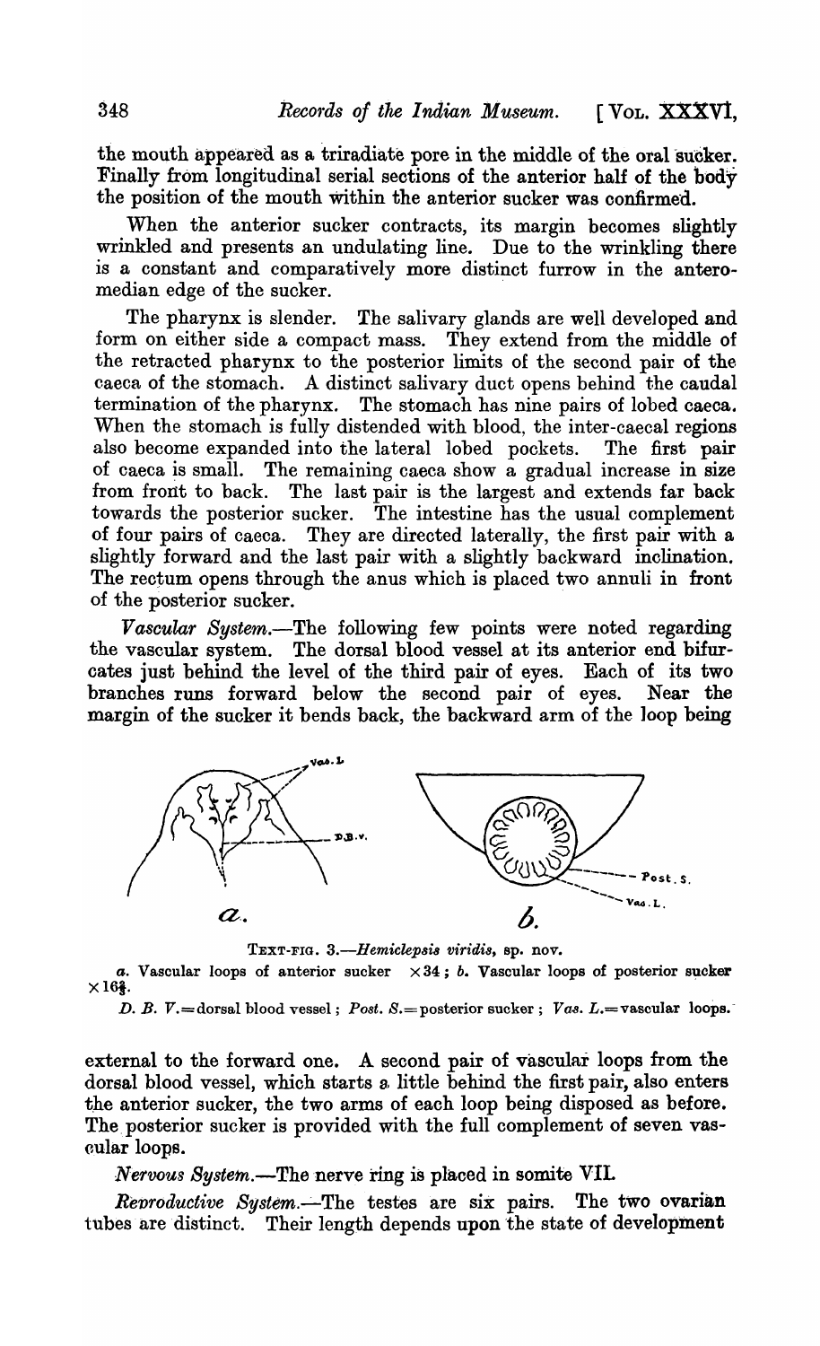the mouth appeared as a triradiate pore in the middle of the oral sucker. Finally from longitudinal serial sections of the anterior half of the body the position of the mouth within the anterior sucker was confirmed.

When the anterior sucker contracts, its margin becomes slightly wrinkled and presents an undulating line. Due to the wrinkling there is a constant and comparatively more distinct furrow in the antero-median edge of the sucker.

The pharynx is slender. The salivary glands are well developed and form on either side a compact mass. They extend from the middle of the retracted pharynx to the posterior limits of the second pair of the caeca of the stomach. A distinct salivary duct opens behind the caudal termination of the pharynx. The stomach has nine pairs of lobed caeca. When the stomach is fully distended with blood, the inter-caecal regions also become expanded into the lateral lobed pockets. The first pair of caeca is small. The remaining caeca show a gradual increase in size from front to back. The last pair is the largest and extends far back towards the posterior sucker. The intestine has the usual complement of four pairs of caeca. They are directed laterally, the first pair with a slightly forward and the last pair with a slightly backward inclination. The rectum opens through the anus which is placed two annuli in front of the posterior sucker.

*Vascular System.*—The following few points were noted regarding the vascular system. The dorsal blood vessel at its anterior end bifurcates just behind the level of the third pair of eyes. Each of its two branches runs forward below the second pair of eyes. Near the margin of the sucker it bends back, the backward arm of the loop being

Vas. L.
D.B.V.
*a.*
Post. S.
Vas. L.
*b.*

TEXT-FIG. 3.—*Hemiclepsis viridis*, sp. nov.

*a.* Vascular loops of anterior sucker ×34; *b.* Vascular loops of posterior sucker ×16⅔.

*D. B. V.*=dorsal blood vessel; *Post. S.*=posterior sucker; *Vas. L.*=vascular loops.

external to the forward one. A second pair of vascular loops from the dorsal blood vessel, which starts a little behind the first pair, also enters the anterior sucker, the two arms of each loop being disposed as before. The posterior sucker is provided with the full complement of seven vascular loops.

*Nervous System.*—The nerve ring is placed in somite VII.

*Reproductive System.*—The testes are six pairs. The two ovarian tubes are distinct. Their length depends upon the state of development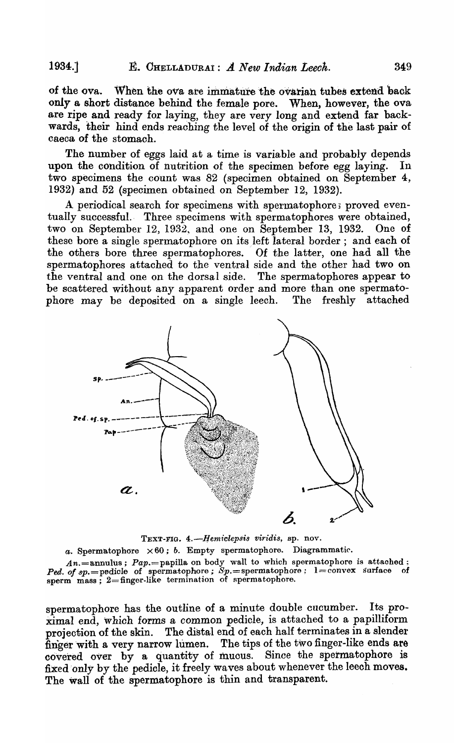of the ova. When the ova are immature the ovarian tubes extend back only a short distance behind the female pore. When, however, the ova are ripe and ready for laying, they are very long and extend far backwards, their hind ends reaching the level of the origin of the last pair of caeca of the stomach.

The number of eggs laid at a time is variable and probably depends upon the condition of nutrition of the specimen before egg laying. In two specimens the count was 82 (specimen obtained on September 4, 1932) and 52 (specimen obtained on September 12, 1932).

A periodical search for specimens with spermatophores proved eventually successful. Three specimens with spermatophores were obtained, two on September 12, 1932, and one on September 13, 1932. One of these bore a single spermatophore on its left lateral border; and each of the others bore three spermatophores. Of the latter, one had all the spermatophores attached to the ventral side and the other had two on the ventral and one on the dorsal side. The spermatophores appear to be scattered without any apparent order and more than one spermatophore may be deposited on a single leech. The freshly attached

Sp.
An.
Ped. of. sp.
Pap.
a.
1
2
b.

TEXT-FIG. 4.—*Hemiclepsis viridis*, sp. nov.

*a.* Spermatophore ×60; *b.* Empty spermatophore. Diagrammatic.

*An.*=annulus; *Pap.*=papilla on body wall to which spermatophore is attached: *Ped. of sp.*=pedicle of spermatophore; *Sp.*=spermatophore; 1=convex surface of sperm mass; 2=finger-like termination of spermatophore.

spermatophore has the outline of a minute double cucumber. Its proximal end, which forms a common pedicle, is attached to a papilliform projection of the skin. The distal end of each half terminates in a slender finger with a very narrow lumen. The tips of the two finger-like ends are covered over by a quantity of mucus. Since the spermatophore is fixed only by the pedicle, it freely waves about whenever the leech moves. The wall of the spermatophore is thin and transparent.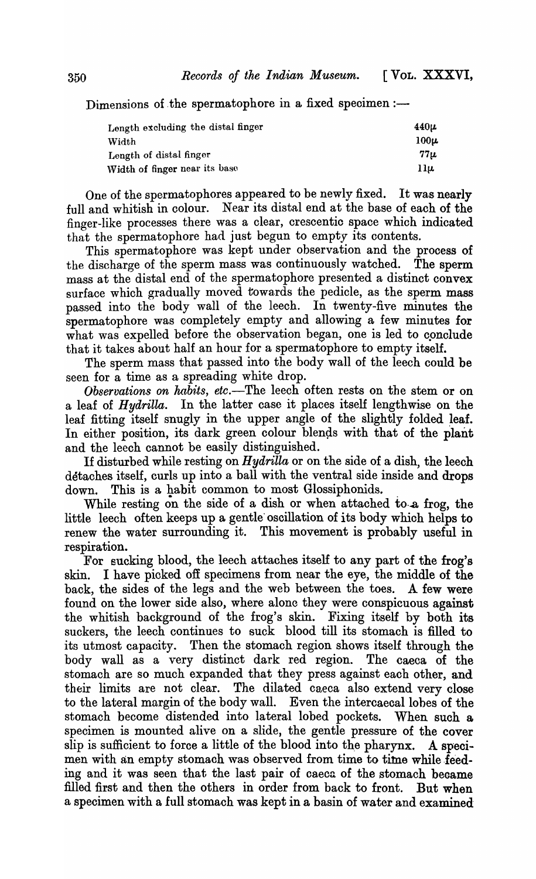Dimensions of the spermatophore in a fixed specimen :—

| | |
|---|---|
| Length excluding the distal finger | 440μ |
| Width | 100μ |
| Length of distal finger | 77μ |
| Width of finger near its base | 11μ |

One of the spermatophores appeared to be newly fixed. It was nearly full and whitish in colour. Near its distal end at the base of each of the finger-like processes there was a clear, crescentic space which indicated that the spermatophore had just begun to empty its contents.

This spermatophore was kept under observation and the process of the discharge of the sperm mass was continuously watched. The sperm mass at the distal end of the spermatophore presented a distinct convex surface which gradually moved towards the pedicle, as the sperm mass passed into the body wall of the leech. In twenty-five minutes the spermatophore was completely empty and allowing a few minutes for what was expelled before the observation began, one is led to conclude that it takes about half an hour for a spermatophore to empty itself.

The sperm mass that passed into the body wall of the leech could be seen for a time as a spreading white drop.

*Observations on habits, etc.*—The leech often rests on the stem or on a leaf of *Hydrilla*. In the latter case it places itself lengthwise on the leaf fitting itself snugly in the upper angle of the slightly folded leaf. In either position, its dark green colour blends with that of the plant and the leech cannot be easily distinguished.

If disturbed while resting on *Hydrilla* or on the side of a dish, the leech détaches itself, curls up into a ball with the ventral side inside and drops down. This is a habit common to most Glossiphonids.

While resting on the side of a dish or when attached to a frog, the little leech often keeps up a gentle oscillation of its body which helps to renew the water surrounding it. This movement is probably useful in respiration.

For sucking blood, the leech attaches itself to any part of the frog's skin. I have picked off specimens from near the eye, the middle of the back, the sides of the legs and the web between the toes. A few were found on the lower side also, where alone they were conspicuous against the whitish background of the frog's skin. Fixing itself by both its suckers, the leech continues to suck blood till its stomach is filled to its utmost capacity. Then the stomach region shows itself through the body wall as a very distinct dark red region. The caeca of the stomach are so much expanded that they press against each other, and their limits are not clear. The dilated caeca also extend very close to the lateral margin of the body wall. Even the intercaecal lobes of the stomach become distended into lateral lobed pockets. When such a specimen is mounted alive on a slide, the gentle pressure of the cover slip is sufficient to force a little of the blood into the pharynx. A specimen with an empty stomach was observed from time to time while feeding and it was seen that the last pair of caeca of the stomach became filled first and then the others in order from back to front. But when a specimen with a full stomach was kept in a basin of water and examined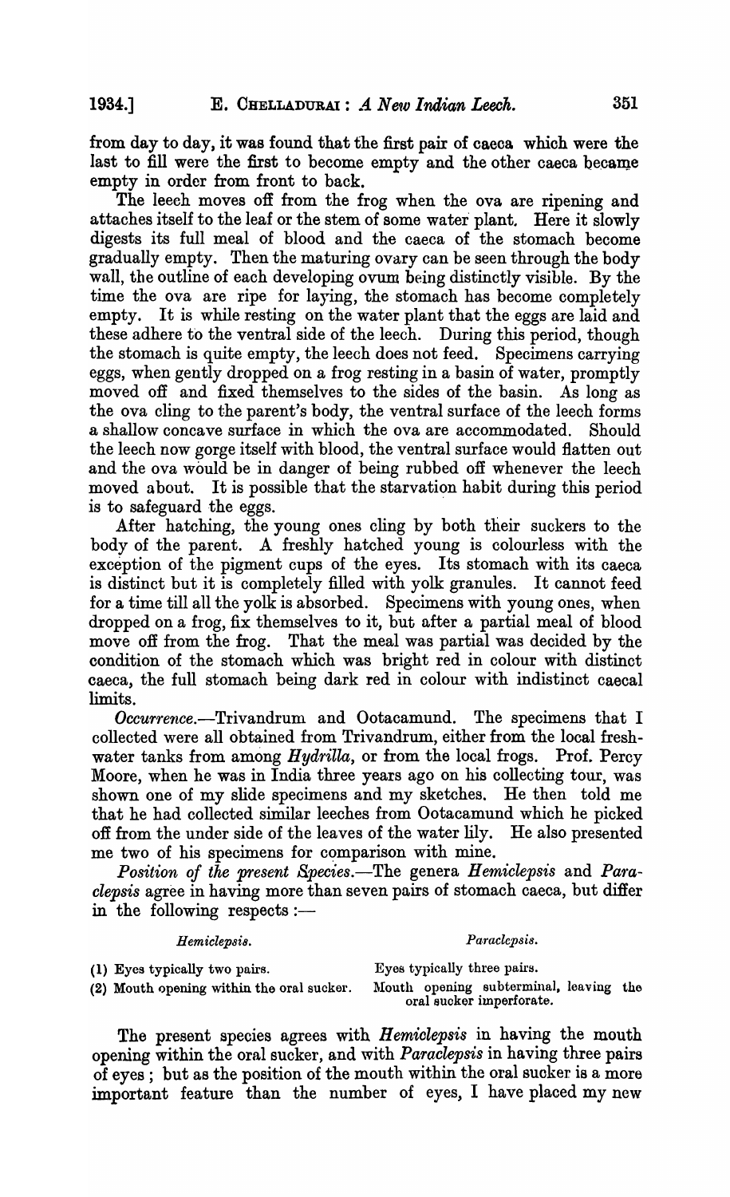from day to day, it was found that the first pair of caeca which were the last to fill were the first to become empty and the other caeca became empty in order from front to back.

The leech moves off from the frog when the ova are ripening and attaches itself to the leaf or the stem of some water plant. Here it slowly digests its full meal of blood and the caeca of the stomach become gradually empty. Then the maturing ovary can be seen through the body wall, the outline of each developing ovum being distinctly visible. By the time the ova are ripe for laying, the stomach has become completely empty. It is while resting on the water plant that the eggs are laid and these adhere to the ventral side of the leech. During this period, though the stomach is quite empty, the leech does not feed. Specimens carrying eggs, when gently dropped on a frog resting in a basin of water, promptly moved off and fixed themselves to the sides of the basin. As long as the ova cling to the parent's body, the ventral surface of the leech forms a shallow concave surface in which the ova are accommodated. Should the leech now gorge itself with blood, the ventral surface would flatten out and the ova would be in danger of being rubbed off whenever the leech moved about. It is possible that the starvation habit during this period is to safeguard the eggs.

After hatching, the young ones cling by both their suckers to the body of the parent. A freshly hatched young is colourless with the exception of the pigment cups of the eyes. Its stomach with its caeca is distinct but it is completely filled with yolk granules. It cannot feed for a time till all the yolk is absorbed. Specimens with young ones, when dropped on a frog, fix themselves to it, but after a partial meal of blood move off from the frog. That the meal was partial was decided by the condition of the stomach which was bright red in colour with distinct caeca, the full stomach being dark red in colour with indistinct caecal limits.

*Occurrence.*—Trivandrum and Ootacamund. The specimens that I collected were all obtained from Trivandrum, either from the local freshwater tanks from among *Hydrilla*, or from the local frogs. Prof. Percy Moore, when he was in India three years ago on his collecting tour, was shown one of my slide specimens and my sketches. He then told me that he had collected similar leeches from Ootacamund which he picked off from the under side of the leaves of the water lily. He also presented me two of his specimens for comparison with mine.

*Position of the present Species.*—The genera *Hemiclepsis* and *Paraclepsis* agree in having more than seven pairs of stomach caeca, but differ in the following respects :—

| *Hemiclepsis.* | *Paraclepsis.* |
|---|---|
| (1) Eyes typically two pairs. | Eyes typically three pairs. |
| (2) Mouth opening within the oral sucker. | Mouth opening subterminal, leaving the oral sucker imperforate. |

The present species agrees with *Hemiclepsis* in having the mouth opening within the oral sucker, and with *Paraclepsis* in having three pairs of eyes ; but as the position of the mouth within the oral sucker is a more important feature than the number of eyes, I have placed my new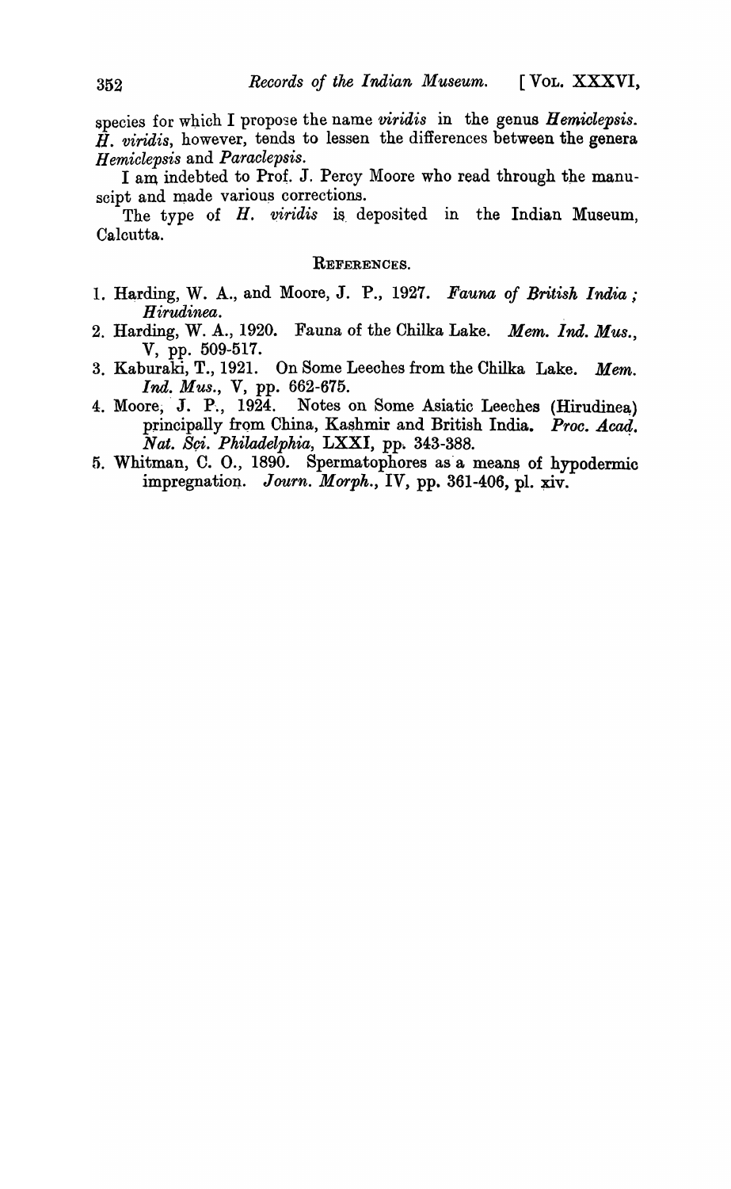species for which I propose the name *viridis* in the genus *Hemiclepsis*. *H. viridis*, however, tends to lessen the differences between the genera *Hemiclepsis* and *Paraclepsis*.

I am indebted to Prof. J. Percy Moore who read through the manuscipt and made various corrections.

The type of *H. viridis* is deposited in the Indian Museum, Calcutta.

## REFERENCES.

1. Harding, W. A., and Moore, J. P., 1927. *Fauna of British India; Hirudinea*.
2. Harding, W. A., 1920. Fauna of the Chilka Lake. *Mem. Ind. Mus.*, V, pp. 509-517.
3. Kaburaki, T., 1921. On Some Leeches from the Chilka Lake. *Mem. Ind. Mus.*, V, pp. 662-675.
4. Moore, J. P., 1924. Notes on Some Asiatic Leeches (Hirudinea) principally from China, Kashmir and British India. *Proc. Acad. Nat. Sci. Philadelphia*, LXXI, pp. 343-388.
5. Whitman, C. O., 1890. Spermatophores as a means of hypodermic impregnation. *Journ. Morph.*, IV, pp. 361-406, pl. xiv.